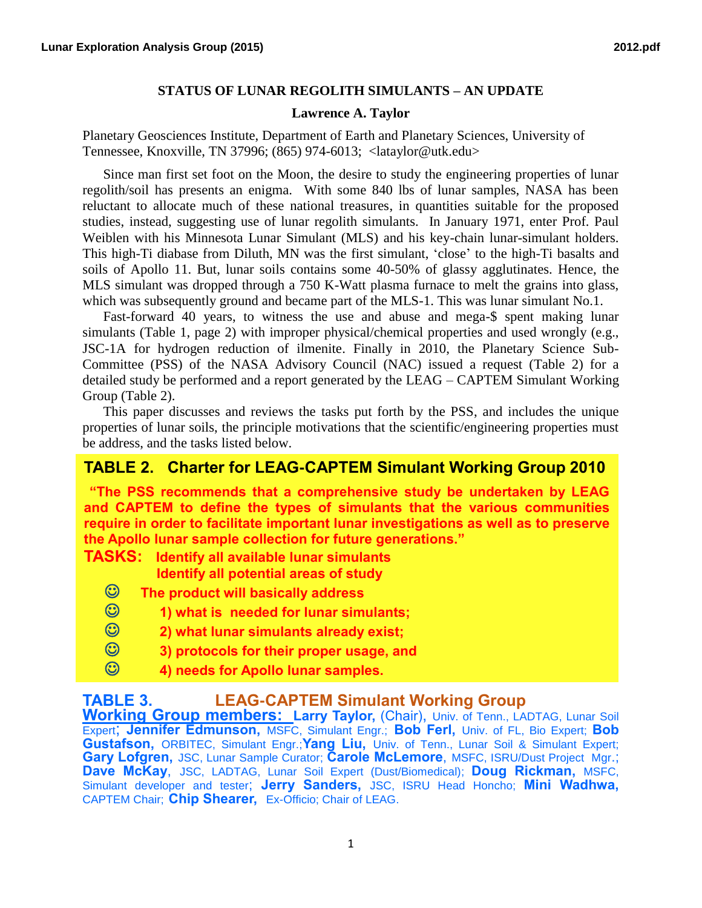# STATUS OF LUNAR REGOLITH SIMULANTS – AN UPDATE

**Lawrence A. Taylor**

Planetary Geosciences Institute, Department of Earth and Planetary Sciences, University of Tennessee, Knoxville, TN 37996; (865) 974-6013; <lataylor@utk.edu>

Since man first set foot on the Moon, the desire to study the engineering properties of lunar regolith/soil has presents an enigma. With some 840 lbs of lunar samples, NASA has been reluctant to allocate much of these national treasures, in quantities suitable for the proposed studies, instead, suggesting use of lunar regolith simulants. In January 1971, enter Prof. Paul Weiblen with his Minnesota Lunar Simulant (MLS) and his key-chain lunar-simulant holders. This high-Ti diabase from Diluth, MN was the first simulant, 'close' to the high-Ti basalts and soils of Apollo 11. But, lunar soils contains some 40-50% of glassy agglutinates. Hence, the MLS simulant was dropped through a 750 K-Watt plasma furnace to melt the grains into glass, which was subsequently ground and became part of the MLS-1. This was lunar simulant No.1.

Fast-forward 40 years, to witness the use and abuse and mega-$ spent making lunar simulants (Table 1, page 2) with improper physical/chemical properties and used wrongly (e.g., JSC-1A for hydrogen reduction of ilmenite. Finally in 2010, the Planetary Science Sub-Committee (PSS) of the NASA Advisory Council (NAC) issued a request (Table 2) for a detailed study be performed and a report generated by the LEAG – CAPTEM Simulant Working Group (Table 2).

This paper discusses and reviews the tasks put forth by the PSS, and includes the unique properties of lunar soils, the principle motivations that the scientific/engineering properties must be address, and the tasks listed below.

## TABLE 2. Charter for LEAG-CAPTEM Simulant Working Group 2010

**"The PSS recommends that a comprehensive study be undertaken by LEAG and CAPTEM to define the types of simulants that the various communities require in order to facilitate important lunar investigations as well as to preserve the Apollo lunar sample collection for future generations."**

**TASKS:** **Identify all available lunar simulants**
**Identify all potential areas of study**

- ☺ **The product will basically address**
- ☺ **1) what is needed for lunar simulants;**
- ☺ **2) what lunar simulants already exist;**
- ☺ **3) protocols for their proper usage, and**
- ☺ **4) needs for Apollo lunar samples.**

## TABLE 3. LEAG-CAPTEM Simulant Working Group

**Working Group members:** **Larry Taylor,** (Chair), Univ. of Tenn., LADTAG, Lunar Soil Expert; **Jennifer Edmunson,** MSFC, Simulant Engr.; **Bob Ferl,** Univ. of FL, Bio Expert; **Bob Gustafson,** ORBITEC, Simulant Engr.; **Yang Liu,** Univ. of Tenn., Lunar Soil & Simulant Expert; **Gary Lofgren,** JSC, Lunar Sample Curator; **Carole McLemore**, MSFC, ISRU/Dust Project Mgr.; **Dave McKay**, JSC, LADTAG, Lunar Soil Expert (Dust/Biomedical); **Doug Rickman,** MSFC, Simulant developer and tester; **Jerry Sanders,** JSC, ISRU Head Honcho; **Mini Wadhwa,** CAPTEM Chair; **Chip Shearer,** Ex-Officio; Chair of LEAG.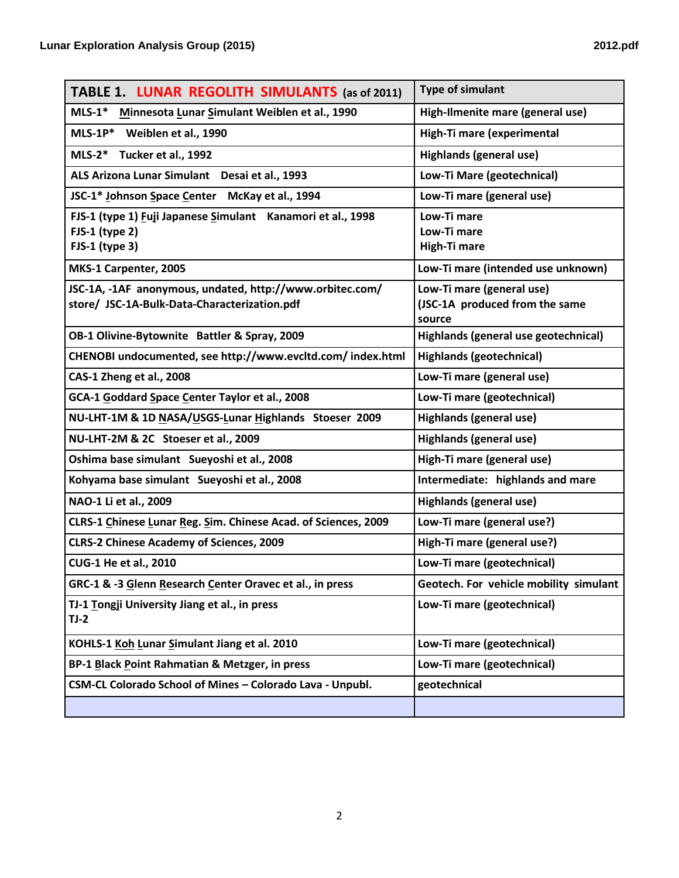| TABLE 1. LUNAR REGOLITH SIMULANTS (as of 2011) | Type of simulant |
|---|---|
| MLS-1* Minnesota Lunar Simulant Weiblen et al., 1990 | High-Ilmenite mare (general use) |
| MLS-1P* Weiblen et al., 1990 | High-Ti mare (experimental |
| MLS-2* Tucker et al., 1992 | Highlands (general use) |
| ALS Arizona Lunar Simulant Desai et al., 1993 | Low-Ti Mare (geotechnical) |
| JSC-1* Johnson Space Center McKay et al., 1994 | Low-Ti mare (general use) |
| FJS-1 (type 1) Fuji Japanese Simulant Kanamori et al., 1998<br>FJS-1 (type 2)<br>FJS-1 (type 3) | Low-Ti mare<br>Low-Ti mare<br>High-Ti mare |
| MKS-1 Carpenter, 2005 | Low-Ti mare (intended use unknown) |
| JSC-1A, -1AF anonymous, undated, http://www.orbitec.com/ store/ JSC-1A-Bulk-Data-Characterization.pdf | Low-Ti mare (general use)<br>(JSC-1A produced from the same source |
| OB-1 Olivine-Bytownite Battler & Spray, 2009 | Highlands (general use geotechnical) |
| CHENOBI undocumented, see http://www.evcltd.com/ index.html | Highlands (geotechnical) |
| CAS-1 Zheng et al., 2008 | Low-Ti mare (general use) |
| GCA-1 Goddard Space Center Taylor et al., 2008 | Low-Ti mare (geotechnical) |
| NU-LHT-1M & 1D NASA/USGS-Lunar Highlands Stoeser 2009 | Highlands (general use) |
| NU-LHT-2M & 2C Stoeser et al., 2009 | Highlands (general use) |
| Oshima base simulant Sueyoshi et al., 2008 | High-Ti mare (general use) |
| Kohyama base simulant Sueyoshi et al., 2008 | Intermediate: highlands and mare |
| NAO-1 Li et al., 2009 | Highlands (general use) |
| CLRS-1 Chinese Lunar Reg. Sim. Chinese Acad. of Sciences, 2009 | Low-Ti mare (general use?) |
| CLRS-2 Chinese Academy of Sciences, 2009 | High-Ti mare (general use?) |
| CUG-1 He et al., 2010 | Low-Ti mare (geotechnical) |
| GRC-1 & -3 Glenn Research Center Oravec et al., in press | Geotech. For vehicle mobility simulant |
| TJ-1 Tongji University Jiang et al., in press<br>TJ-2 | Low-Ti mare (geotechnical) |
| KOHLS-1 Koh Lunar Simulant Jiang et al. 2010 | Low-Ti mare (geotechnical) |
| BP-1 Black Point Rahmatian & Metzger, in press | Low-Ti mare (geotechnical) |
| CSM-CL Colorado School of Mines – Colorado Lava - Unpubl. | geotechnical |
| | |